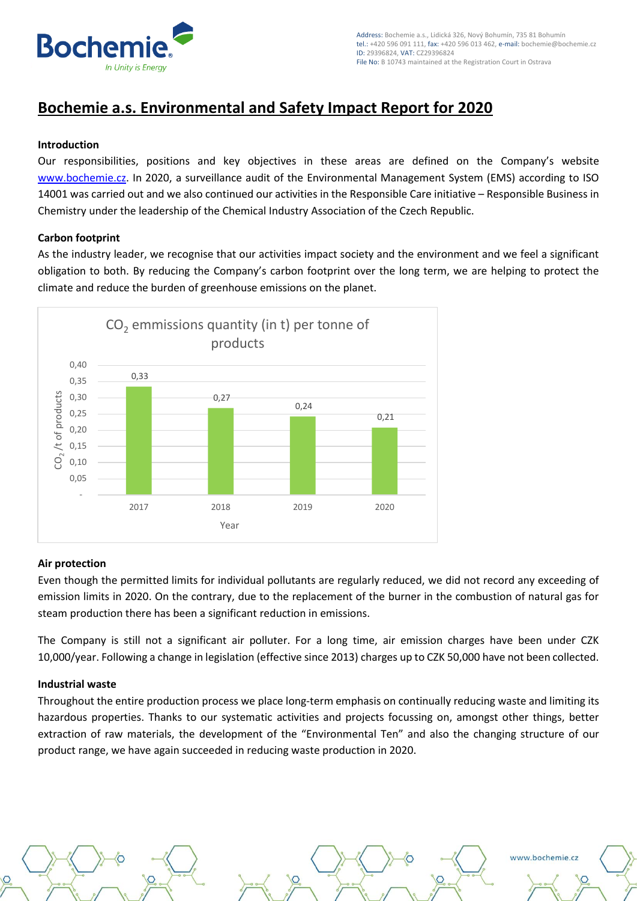# Bochemie a.s. Environmental and Safety Impact Report for 2020

### Introduction

Our responsibilities, positions and key objectives in these areas are defined on the Company's website www.bochemie.cz. In 2020, a surveillance audit of the Environmental Management System (EMS) according to ISO 14001 was carried out and we also continued our activities in the Responsible Care initiative – Responsible Business in Chemistry under the leadership of the Chemical Industry Association of the Czech Republic.

### Carbon footprint

As the industry leader, we recognise that our activities impact society and the environment and we feel a significant obligation to both. By reducing the Company's carbon footprint over the long term, we are helping to protect the climate and reduce the burden of greenhouse emissions on the planet.

$CO_2$ emmissions quantity (in t) per tonne of products

| Year | $CO_2$ /t of products |
| --- | --- |
| 2017 | 0,33 |
| 2018 | 0,27 |
| 2019 | 0,24 |
| 2020 | 0,21 |

### Air protection

Even though the permitted limits for individual pollutants are regularly reduced, we did not record any exceeding of emission limits in 2020. On the contrary, due to the replacement of the burner in the combustion of natural gas for steam production there has been a significant reduction in emissions.

The Company is still not a significant air polluter. For a long time, air emission charges have been under CZK 10,000/year. Following a change in legislation (effective since 2013) charges up to CZK 50,000 have not been collected.

### Industrial waste

Throughout the entire production process we place long-term emphasis on continually reducing waste and limiting its hazardous properties. Thanks to our systematic activities and projects focussing on, amongst other things, better extraction of raw materials, the development of the "Environmental Ten" and also the changing structure of our product range, we have again succeeded in reducing waste production in 2020.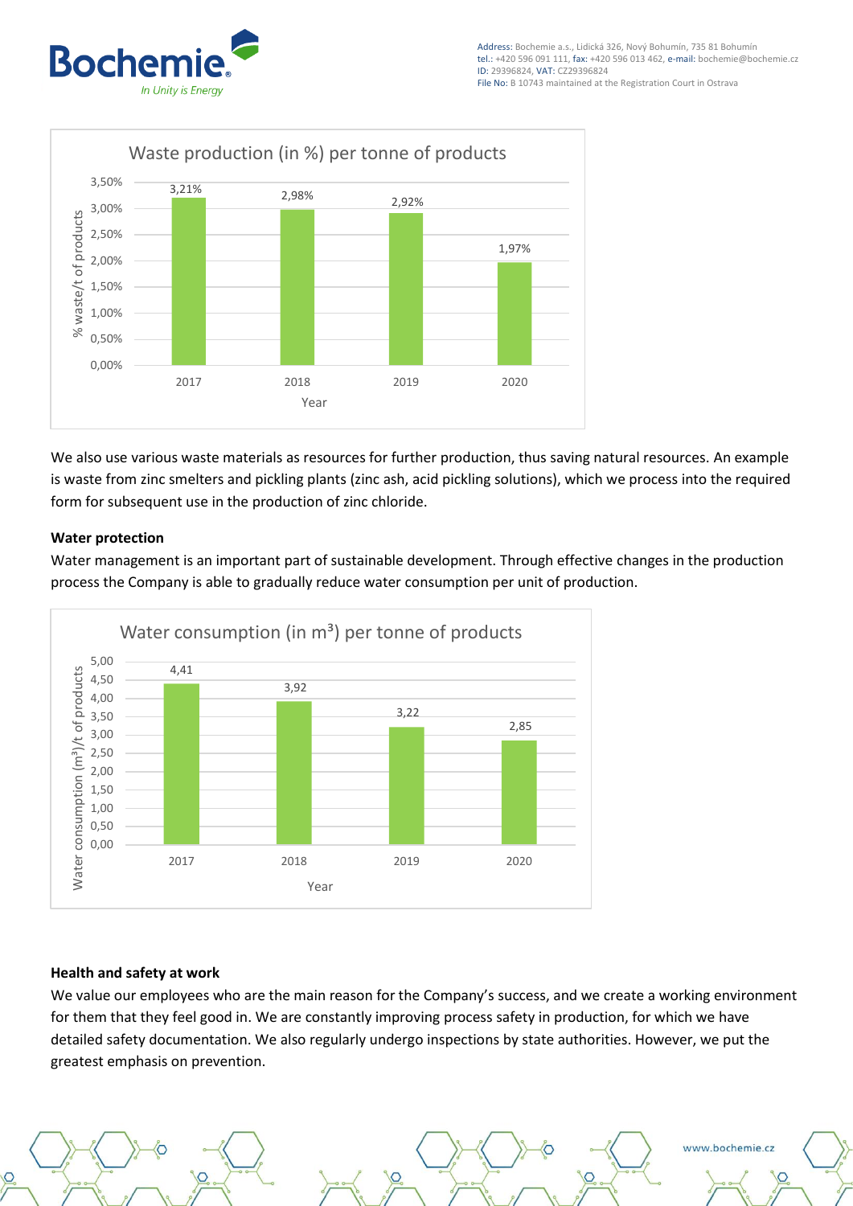**Waste production (in %) per tonne of products**

| Year | % waste/t of products |
| --- | --- |
| 2017 | 3,21% |
| 2018 | 2,98% |
| 2019 | 2,92% |
| 2020 | 1,97% |

We also use various waste materials as resources for further production, thus saving natural resources. An example is waste from zinc smelters and pickling plants (zinc ash, acid pickling solutions), which we process into the required form for subsequent use in the production of zinc chloride.

**Water protection**

Water management is an important part of sustainable development. Through effective changes in the production process the Company is able to gradually reduce water consumption per unit of production.

**Water consumption (in m³) per tonne of products**

| Year | Water consumption (m³)/t of products |
| --- | --- |
| 2017 | 4,41 |
| 2018 | 3,92 |
| 2019 | 3,22 |
| 2020 | 2,85 |

**Health and safety at work**

We value our employees who are the main reason for the Company's success, and we create a working environment for them that they feel good in. We are constantly improving process safety in production, for which we have detailed safety documentation. We also regularly undergo inspections by state authorities. However, we put the greatest emphasis on prevention.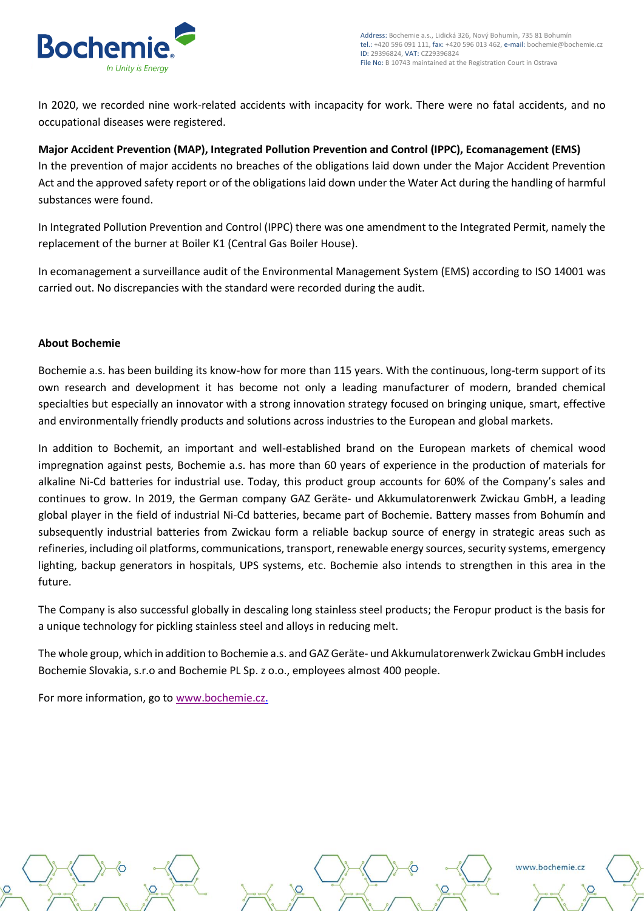In 2020, we recorded nine work-related accidents with incapacity for work. There were no fatal accidents, and no occupational diseases were registered.

**Major Accident Prevention (MAP), Integrated Pollution Prevention and Control (IPPC), Ecomanagement (EMS)**
In the prevention of major accidents no breaches of the obligations laid down under the Major Accident Prevention Act and the approved safety report or of the obligations laid down under the Water Act during the handling of harmful substances were found.

In Integrated Pollution Prevention and Control (IPPC) there was one amendment to the Integrated Permit, namely the replacement of the burner at Boiler K1 (Central Gas Boiler House).

In ecomanagement a surveillance audit of the Environmental Management System (EMS) according to ISO 14001 was carried out. No discrepancies with the standard were recorded during the audit.

**About Bochemie**

Bochemie a.s. has been building its know-how for more than 115 years. With the continuous, long-term support of its own research and development it has become not only a leading manufacturer of modern, branded chemical specialties but especially an innovator with a strong innovation strategy focused on bringing unique, smart, effective and environmentally friendly products and solutions across industries to the European and global markets.

In addition to Bochemit, an important and well-established brand on the European markets of chemical wood impregnation against pests, Bochemie a.s. has more than 60 years of experience in the production of materials for alkaline Ni-Cd batteries for industrial use. Today, this product group accounts for 60% of the Company's sales and continues to grow. In 2019, the German company GAZ Geräte- und Akkumulatorenwerk Zwickau GmbH, a leading global player in the field of industrial Ni-Cd batteries, became part of Bochemie. Battery masses from Bohumín and subsequently industrial batteries from Zwickau form a reliable backup source of energy in strategic areas such as refineries, including oil platforms, communications, transport, renewable energy sources, security systems, emergency lighting, backup generators in hospitals, UPS systems, etc. Bochemie also intends to strengthen in this area in the future.

The Company is also successful globally in descaling long stainless steel products; the Feropur product is the basis for a unique technology for pickling stainless steel and alloys in reducing melt.

The whole group, which in addition to Bochemie a.s. and GAZ Geräte- und Akkumulatorenwerk Zwickau GmbH includes Bochemie Slovakia, s.r.o and Bochemie PL Sp. z o.o., employees almost 400 people.

For more information, go to [www.bochemie.cz.](http://www.bochemie.cz)